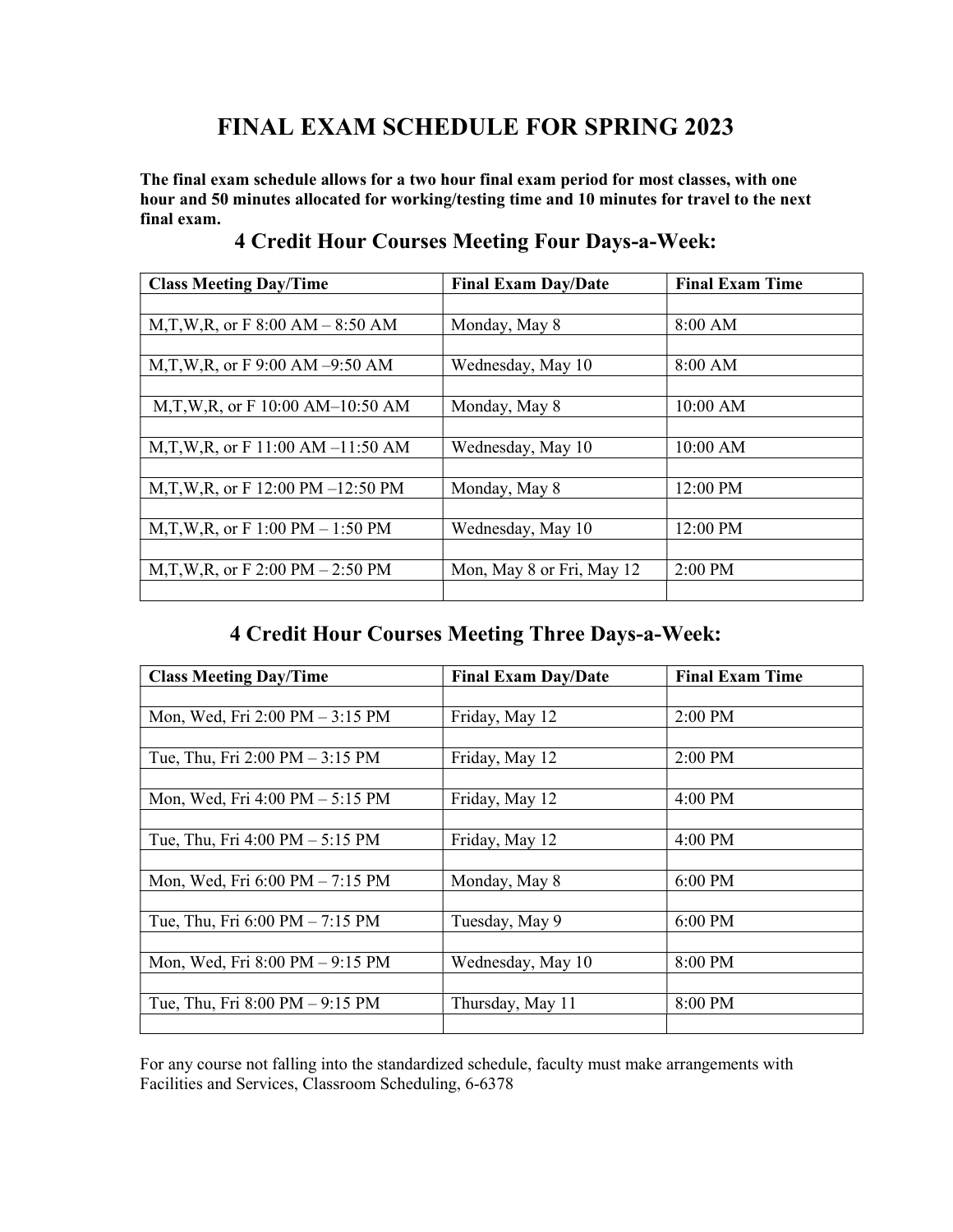# FINAL EXAM SCHEDULE FOR SPRING 2023

**The final exam schedule allows for a two hour final exam period for most classes, with one hour and 50 minutes allocated for working/testing time and 10 minutes for travel to the next final exam.**

## 4 Credit Hour Courses Meeting Four Days-a-Week:

| Class Meeting Day/Time | Final Exam Day/Date | Final Exam Time |
|---|---|---|
| M,T,W,R, or F 8:00 AM – 8:50 AM | Monday, May 8 | 8:00 AM |
| M,T,W,R, or F 9:00 AM –9:50 AM | Wednesday, May 10 | 8:00 AM |
| M,T,W,R, or F 10:00 AM–10:50 AM | Monday, May 8 | 10:00 AM |
| M,T,W,R, or F 11:00 AM –11:50 AM | Wednesday, May 10 | 10:00 AM |
| M,T,W,R, or F 12:00 PM –12:50 PM | Monday, May 8 | 12:00 PM |
| M,T,W,R, or F 1:00 PM – 1:50 PM | Wednesday, May 10 | 12:00 PM |
| M,T,W,R, or F 2:00 PM – 2:50 PM | Mon, May 8 or Fri, May 12 | 2:00 PM |

## 4 Credit Hour Courses Meeting Three Days-a-Week:

| Class Meeting Day/Time | Final Exam Day/Date | Final Exam Time |
|---|---|---|
| Mon, Wed, Fri 2:00 PM – 3:15 PM | Friday, May 12 | 2:00 PM |
| Tue, Thu, Fri 2:00 PM – 3:15 PM | Friday, May 12 | 2:00 PM |
| Mon, Wed, Fri 4:00 PM – 5:15 PM | Friday, May 12 | 4:00 PM |
| Tue, Thu, Fri 4:00 PM – 5:15 PM | Friday, May 12 | 4:00 PM |
| Mon, Wed, Fri 6:00 PM – 7:15 PM | Monday, May 8 | 6:00 PM |
| Tue, Thu, Fri 6:00 PM – 7:15 PM | Tuesday, May 9 | 6:00 PM |
| Mon, Wed, Fri 8:00 PM – 9:15 PM | Wednesday, May 10 | 8:00 PM |
| Tue, Thu, Fri 8:00 PM – 9:15 PM | Thursday, May 11 | 8:00 PM |

For any course not falling into the standardized schedule, faculty must make arrangements with Facilities and Services, Classroom Scheduling, 6-6378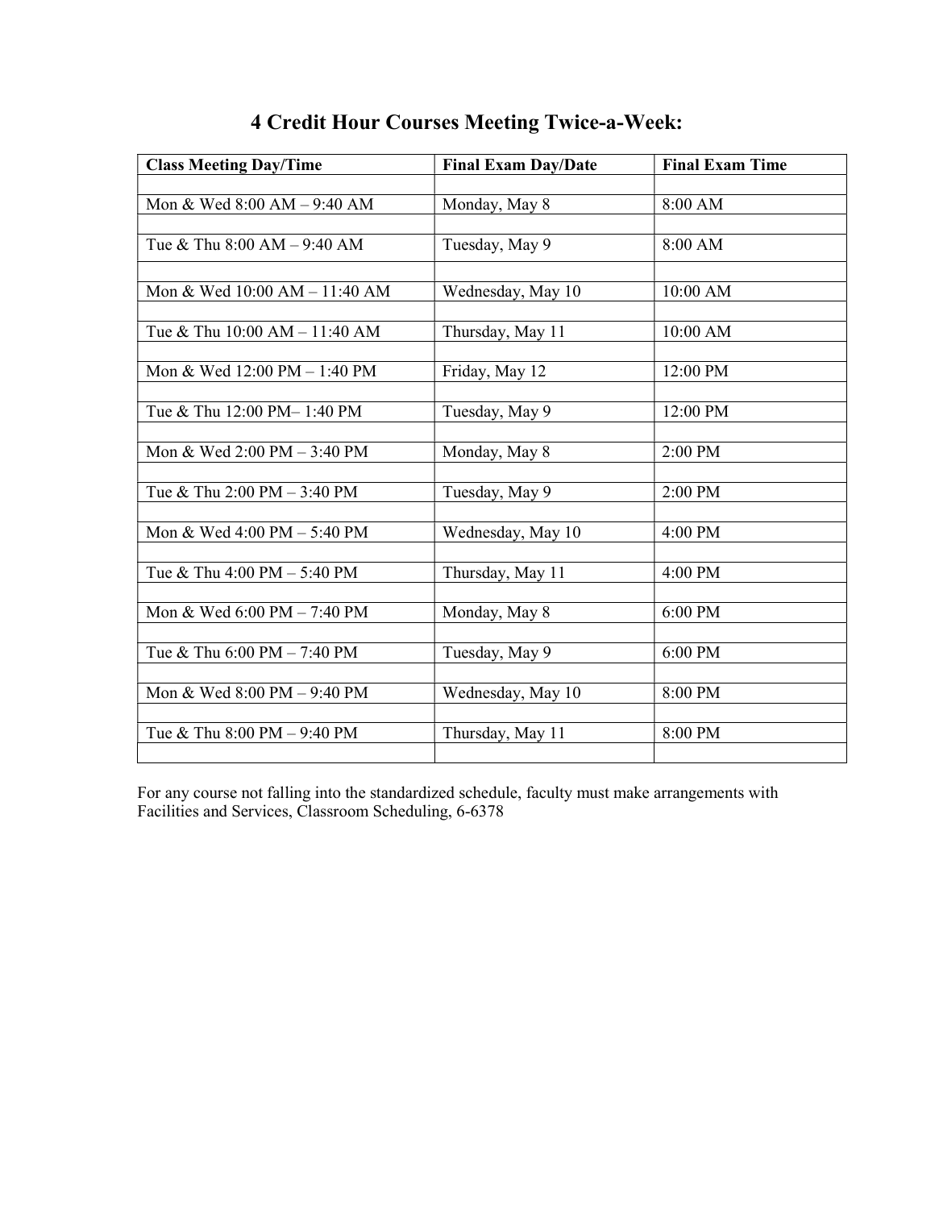# 4 Credit Hour Courses Meeting Twice-a-Week:

| Class Meeting Day/Time | Final Exam Day/Date | Final Exam Time |
|---|---|---|
| Mon & Wed 8:00 AM – 9:40 AM | Monday, May 8 | 8:00 AM |
| Tue & Thu 8:00 AM – 9:40 AM | Tuesday, May 9 | 8:00 AM |
| Mon & Wed 10:00 AM – 11:40 AM | Wednesday, May 10 | 10:00 AM |
| Tue & Thu 10:00 AM – 11:40 AM | Thursday, May 11 | 10:00 AM |
| Mon & Wed 12:00 PM – 1:40 PM | Friday, May 12 | 12:00 PM |
| Tue & Thu 12:00 PM– 1:40 PM | Tuesday, May 9 | 12:00 PM |
| Mon & Wed 2:00 PM – 3:40 PM | Monday, May 8 | 2:00 PM |
| Tue & Thu 2:00 PM – 3:40 PM | Tuesday, May 9 | 2:00 PM |
| Mon & Wed 4:00 PM – 5:40 PM | Wednesday, May 10 | 4:00 PM |
| Tue & Thu 4:00 PM – 5:40 PM | Thursday, May 11 | 4:00 PM |
| Mon & Wed 6:00 PM – 7:40 PM | Monday, May 8 | 6:00 PM |
| Tue & Thu 6:00 PM – 7:40 PM | Tuesday, May 9 | 6:00 PM |
| Mon & Wed 8:00 PM – 9:40 PM | Wednesday, May 10 | 8:00 PM |
| Tue & Thu 8:00 PM – 9:40 PM | Thursday, May 11 | 8:00 PM |

For any course not falling into the standardized schedule, faculty must make arrangements with Facilities and Services, Classroom Scheduling, 6-6378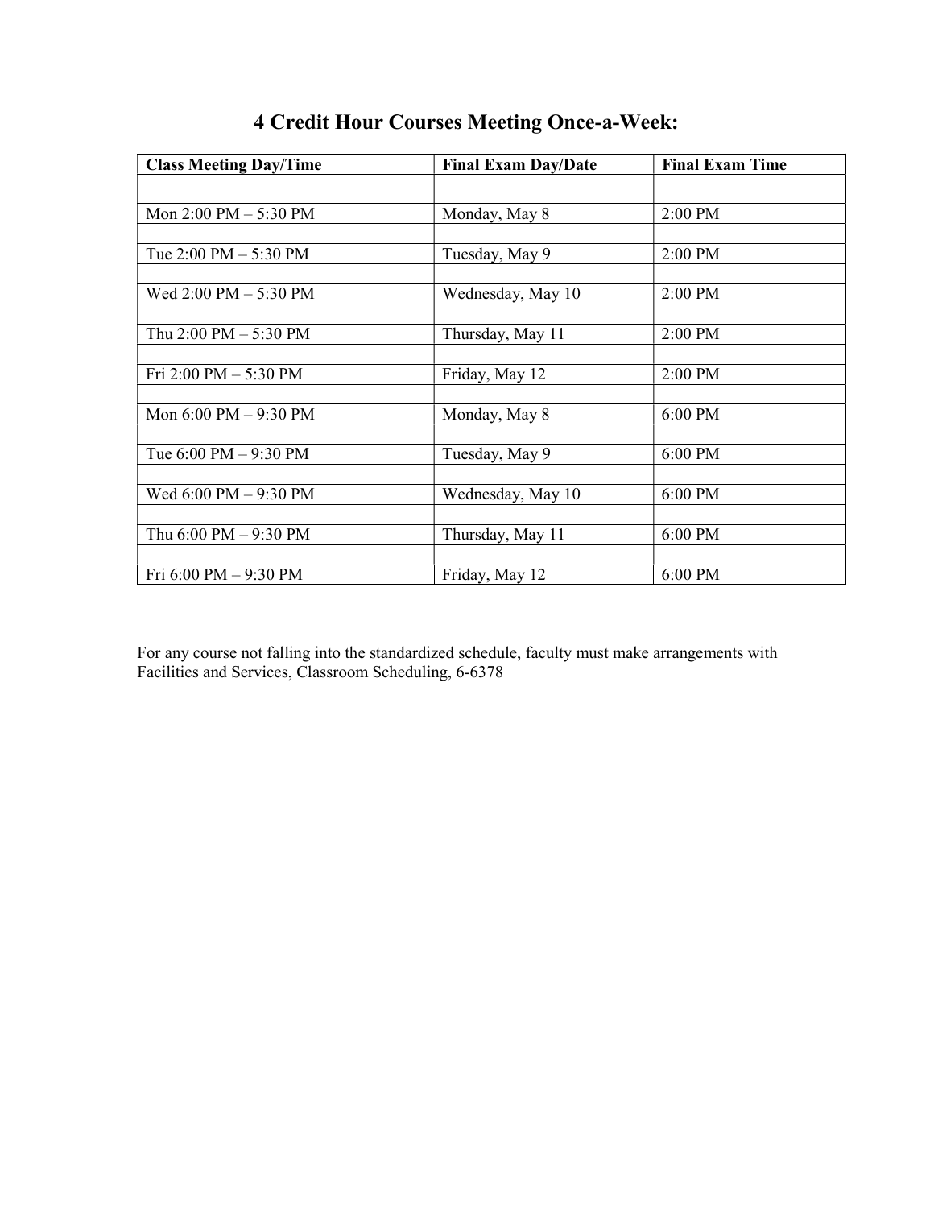# 4 Credit Hour Courses Meeting Once-a-Week:

| Class Meeting Day/Time | Final Exam Day/Date | Final Exam Time |
|---|---|---|
| Mon 2:00 PM – 5:30 PM | Monday, May 8 | 2:00 PM |
| Tue 2:00 PM – 5:30 PM | Tuesday, May 9 | 2:00 PM |
| Wed 2:00 PM – 5:30 PM | Wednesday, May 10 | 2:00 PM |
| Thu 2:00 PM – 5:30 PM | Thursday, May 11 | 2:00 PM |
| Fri 2:00 PM – 5:30 PM | Friday, May 12 | 2:00 PM |
| Mon 6:00 PM – 9:30 PM | Monday, May 8 | 6:00 PM |
| Tue 6:00 PM – 9:30 PM | Tuesday, May 9 | 6:00 PM |
| Wed 6:00 PM – 9:30 PM | Wednesday, May 10 | 6:00 PM |
| Thu 6:00 PM – 9:30 PM | Thursday, May 11 | 6:00 PM |
| Fri 6:00 PM – 9:30 PM | Friday, May 12 | 6:00 PM |

For any course not falling into the standardized schedule, faculty must make arrangements with Facilities and Services, Classroom Scheduling, 6-6378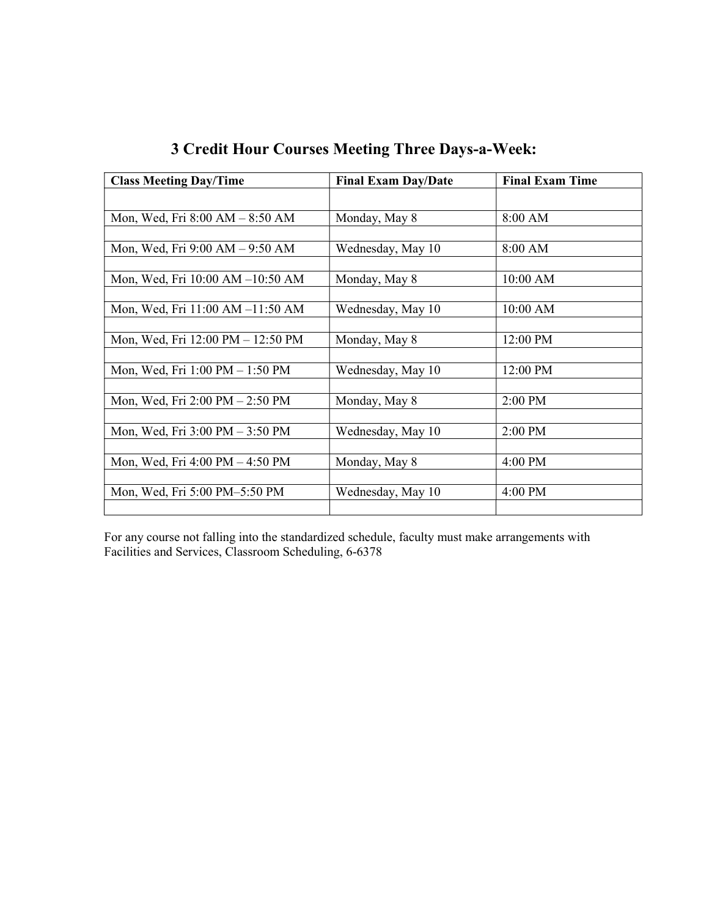## 3 Credit Hour Courses Meeting Three Days-a-Week:

| **Class Meeting Day/Time** | **Final Exam Day/Date** | **Final Exam Time** |
|---|---|---|
| Mon, Wed, Fri 8:00 AM – 8:50 AM | Monday, May 8 | 8:00 AM |
| Mon, Wed, Fri 9:00 AM – 9:50 AM | Wednesday, May 10 | 8:00 AM |
| Mon, Wed, Fri 10:00 AM –10:50 AM | Monday, May 8 | 10:00 AM |
| Mon, Wed, Fri 11:00 AM –11:50 AM | Wednesday, May 10 | 10:00 AM |
| Mon, Wed, Fri 12:00 PM – 12:50 PM | Monday, May 8 | 12:00 PM |
| Mon, Wed, Fri 1:00 PM – 1:50 PM | Wednesday, May 10 | 12:00 PM |
| Mon, Wed, Fri 2:00 PM – 2:50 PM | Monday, May 8 | 2:00 PM |
| Mon, Wed, Fri 3:00 PM – 3:50 PM | Wednesday, May 10 | 2:00 PM |
| Mon, Wed, Fri 4:00 PM – 4:50 PM | Monday, May 8 | 4:00 PM |
| Mon, Wed, Fri 5:00 PM–5:50 PM | Wednesday, May 10 | 4:00 PM |

For any course not falling into the standardized schedule, faculty must make arrangements with Facilities and Services, Classroom Scheduling, 6-6378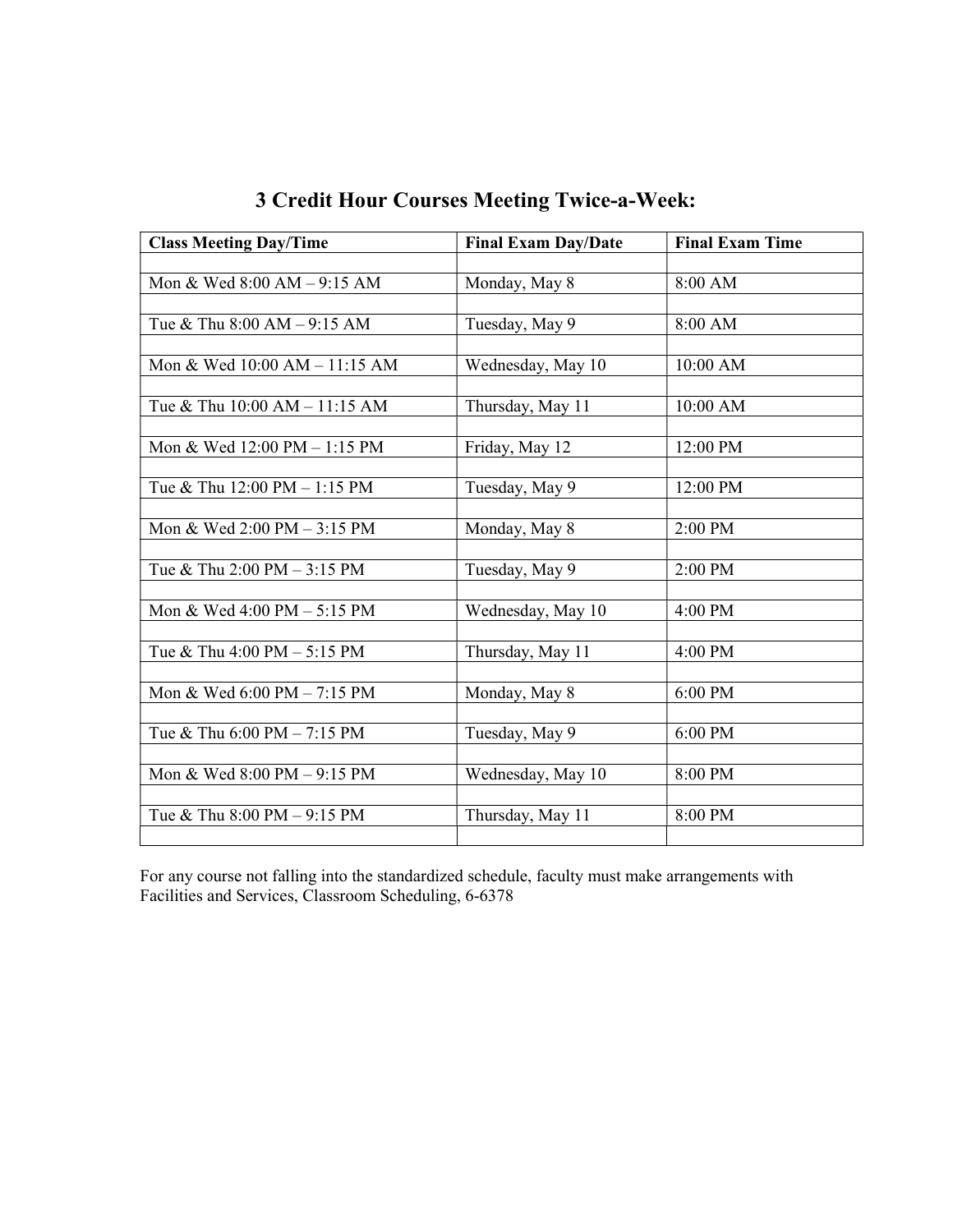## 3 Credit Hour Courses Meeting Twice-a-Week:

| Class Meeting Day/Time | Final Exam Day/Date | Final Exam Time |
|---|---|---|
| Mon & Wed 8:00 AM – 9:15 AM | Monday, May 8 | 8:00 AM |
| Tue & Thu 8:00 AM – 9:15 AM | Tuesday, May 9 | 8:00 AM |
| Mon & Wed 10:00 AM – 11:15 AM | Wednesday, May 10 | 10:00 AM |
| Tue & Thu 10:00 AM – 11:15 AM | Thursday, May 11 | 10:00 AM |
| Mon & Wed 12:00 PM – 1:15 PM | Friday, May 12 | 12:00 PM |
| Tue & Thu 12:00 PM – 1:15 PM | Tuesday, May 9 | 12:00 PM |
| Mon & Wed 2:00 PM – 3:15 PM | Monday, May 8 | 2:00 PM |
| Tue & Thu 2:00 PM – 3:15 PM | Tuesday, May 9 | 2:00 PM |
| Mon & Wed 4:00 PM – 5:15 PM | Wednesday, May 10 | 4:00 PM |
| Tue & Thu 4:00 PM – 5:15 PM | Thursday, May 11 | 4:00 PM |
| Mon & Wed 6:00 PM – 7:15 PM | Monday, May 8 | 6:00 PM |
| Tue & Thu 6:00 PM – 7:15 PM | Tuesday, May 9 | 6:00 PM |
| Mon & Wed 8:00 PM – 9:15 PM | Wednesday, May 10 | 8:00 PM |
| Tue & Thu 8:00 PM – 9:15 PM | Thursday, May 11 | 8:00 PM |

For any course not falling into the standardized schedule, faculty must make arrangements with Facilities and Services, Classroom Scheduling, 6-6378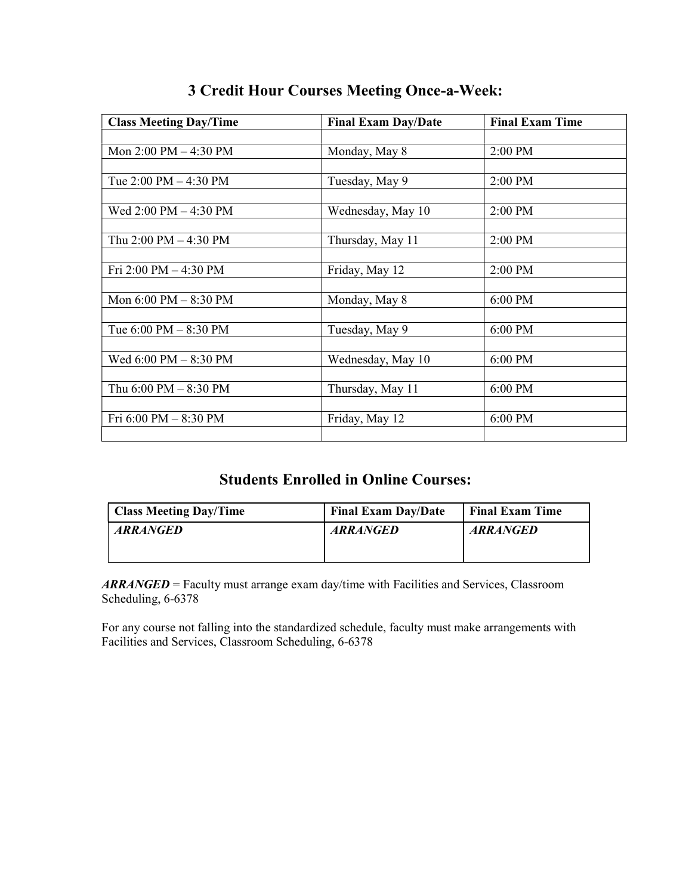## 3 Credit Hour Courses Meeting Once-a-Week:

| Class Meeting Day/Time | Final Exam Day/Date | Final Exam Time |
|---|---|---|
| Mon 2:00 PM – 4:30 PM | Monday, May 8 | 2:00 PM |
| Tue 2:00 PM – 4:30 PM | Tuesday, May 9 | 2:00 PM |
| Wed 2:00 PM – 4:30 PM | Wednesday, May 10 | 2:00 PM |
| Thu 2:00 PM – 4:30 PM | Thursday, May 11 | 2:00 PM |
| Fri 2:00 PM – 4:30 PM | Friday, May 12 | 2:00 PM |
| Mon 6:00 PM – 8:30 PM | Monday, May 8 | 6:00 PM |
| Tue 6:00 PM – 8:30 PM | Tuesday, May 9 | 6:00 PM |
| Wed 6:00 PM – 8:30 PM | Wednesday, May 10 | 6:00 PM |
| Thu 6:00 PM – 8:30 PM | Thursday, May 11 | 6:00 PM |
| Fri 6:00 PM – 8:30 PM | Friday, May 12 | 6:00 PM |

## Students Enrolled in Online Courses:

| Class Meeting Day/Time | Final Exam Day/Date | Final Exam Time |
|---|---|---|
| ***ARRANGED*** | ***ARRANGED*** | ***ARRANGED*** |

***ARRANGED*** = Faculty must arrange exam day/time with Facilities and Services, Classroom Scheduling, 6-6378

For any course not falling into the standardized schedule, faculty must make arrangements with Facilities and Services, Classroom Scheduling, 6-6378